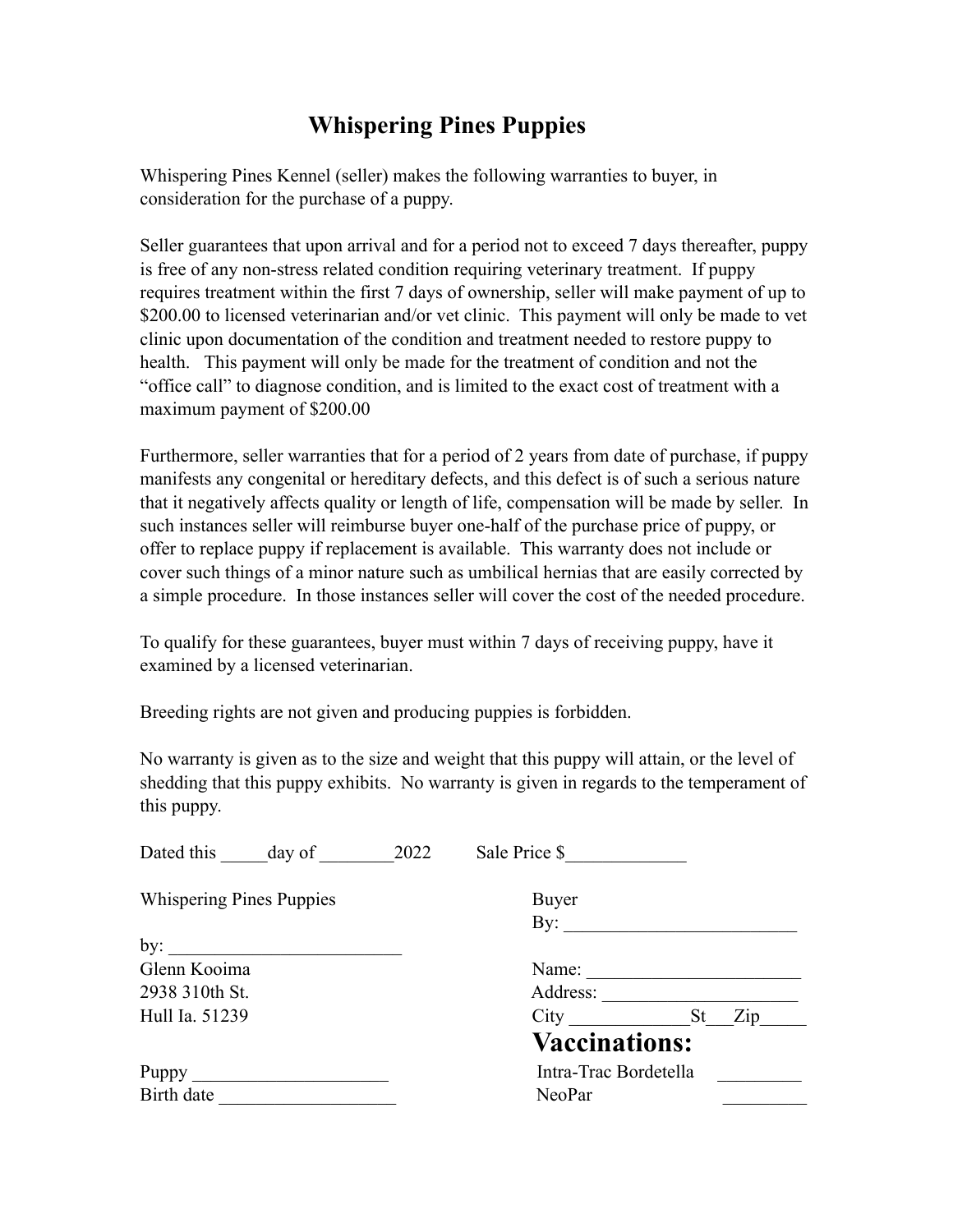# Whispering Pines Puppies

Whispering Pines Kennel (seller) makes the following warranties to buyer, in consideration for the purchase of a puppy.

Seller guarantees that upon arrival and for a period not to exceed 7 days thereafter, puppy is free of any non-stress related condition requiring veterinary treatment. If puppy requires treatment within the first 7 days of ownership, seller will make payment of up to $200.00 to licensed veterinarian and/or vet clinic. This payment will only be made to vet clinic upon documentation of the condition and treatment needed to restore puppy to health. This payment will only be made for the treatment of condition and not the "office call" to diagnose condition, and is limited to the exact cost of treatment with a maximum payment of $200.00

Furthermore, seller warranties that for a period of 2 years from date of purchase, if puppy manifests any congenital or hereditary defects, and this defect is of such a serious nature that it negatively affects quality or length of life, compensation will be made by seller. In such instances seller will reimburse buyer one-half of the purchase price of puppy, or offer to replace puppy if replacement is available. This warranty does not include or cover such things of a minor nature such as umbilical hernias that are easily corrected by a simple procedure. In those instances seller will cover the cost of the needed procedure.

To qualify for these guarantees, buyer must within 7 days of receiving puppy, have it examined by a licensed veterinarian.

Breeding rights are not given and producing puppies is forbidden.

No warranty is given as to the size and weight that this puppy will attain, or the level of shedding that this puppy exhibits. No warranty is given in regards to the temperament of this puppy.

Dated this _____day of ________2022 Sale Price $_____________

Whispering Pines Puppies

by: _________________________

Glenn Kooima

2938 310th St.

Hull Ia. 51239

Buyer

By: _________________________

Name: _______________________

Address: _____________________

City _____________St___Zip_____

## Vaccinations:

Intra-Trac Bordetella _________

NeoPar _________

Puppy _____________________

Birth date ___________________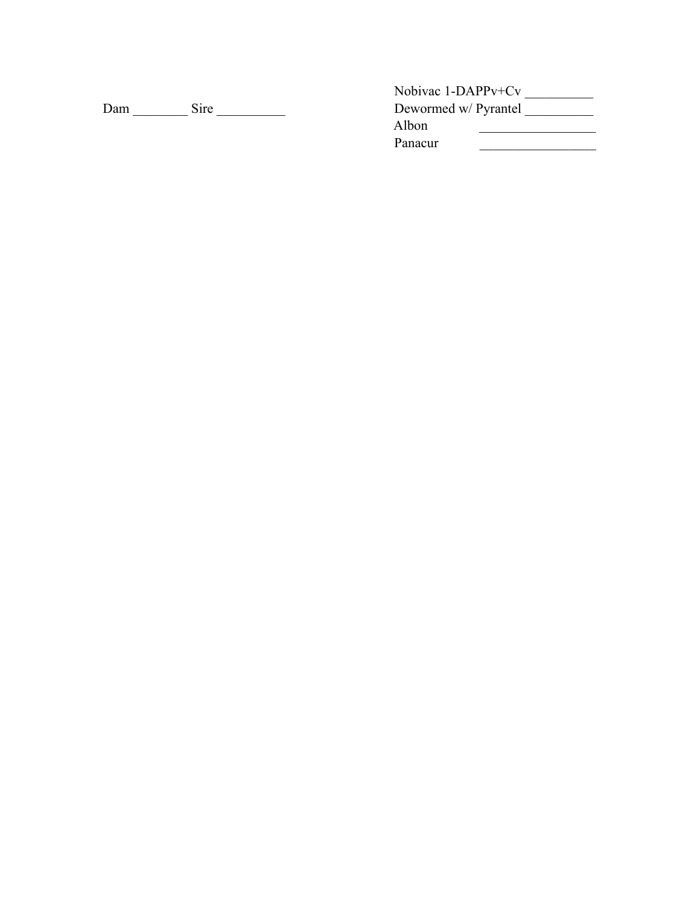Dam ________ Sire __________

Nobivac 1-DAPPv+Cv __________

Dewormed w/ Pyrantel __________

Albon _________________

Panacur _________________